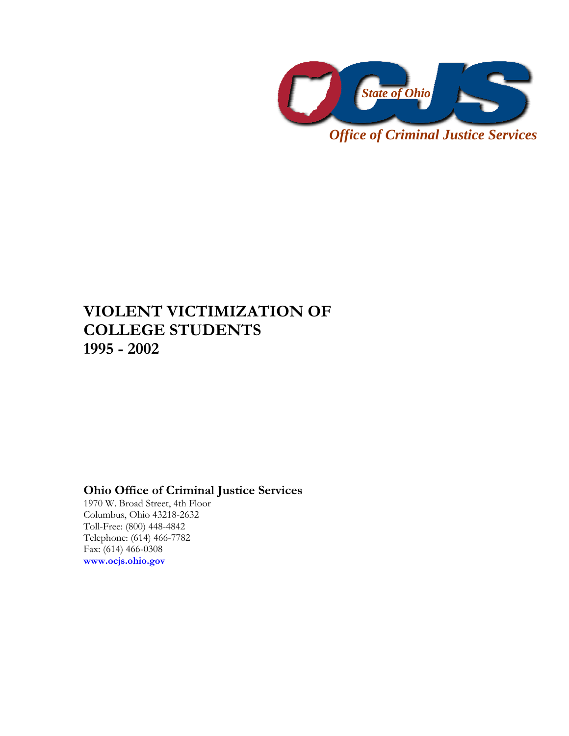State of Ohio

*Office of Criminal Justice Services*

# VIOLENT VICTIMIZATION OF COLLEGE STUDENTS 1995 - 2002

**Ohio Office of Criminal Justice Services**

1970 W. Broad Street, 4th Floor
Columbus, Ohio 43218-2632
Toll-Free: (800) 448-4842
Telephone: (614) 466-7782
Fax: (614) 466-0308
**www.ocjs.ohio.gov**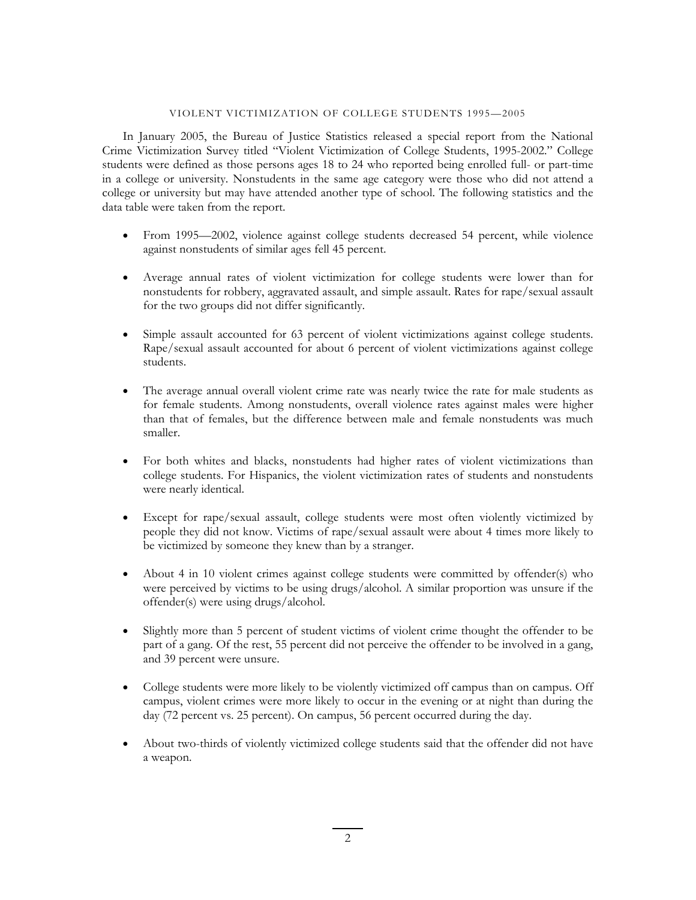## VIOLENT VICTIMIZATION OF COLLEGE STUDENTS 1995—2005

In January 2005, the Bureau of Justice Statistics released a special report from the National Crime Victimization Survey titled "Violent Victimization of College Students, 1995-2002." College students were defined as those persons ages 18 to 24 who reported being enrolled full- or part-time in a college or university. Nonstudents in the same age category were those who did not attend a college or university but may have attended another type of school. The following statistics and the data table were taken from the report.

- From 1995—2002, violence against college students decreased 54 percent, while violence against nonstudents of similar ages fell 45 percent.
- Average annual rates of violent victimization for college students were lower than for nonstudents for robbery, aggravated assault, and simple assault. Rates for rape/sexual assault for the two groups did not differ significantly.
- Simple assault accounted for 63 percent of violent victimizations against college students. Rape/sexual assault accounted for about 6 percent of violent victimizations against college students.
- The average annual overall violent crime rate was nearly twice the rate for male students as for female students. Among nonstudents, overall violence rates against males were higher than that of females, but the difference between male and female nonstudents was much smaller.
- For both whites and blacks, nonstudents had higher rates of violent victimizations than college students. For Hispanics, the violent victimization rates of students and nonstudents were nearly identical.
- Except for rape/sexual assault, college students were most often violently victimized by people they did not know. Victims of rape/sexual assault were about 4 times more likely to be victimized by someone they knew than by a stranger.
- About 4 in 10 violent crimes against college students were committed by offender(s) who were perceived by victims to be using drugs/alcohol. A similar proportion was unsure if the offender(s) were using drugs/alcohol.
- Slightly more than 5 percent of student victims of violent crime thought the offender to be part of a gang. Of the rest, 55 percent did not perceive the offender to be involved in a gang, and 39 percent were unsure.
- College students were more likely to be violently victimized off campus than on campus. Off campus, violent crimes were more likely to occur in the evening or at night than during the day (72 percent vs. 25 percent). On campus, 56 percent occurred during the day.
- About two-thirds of violently victimized college students said that the offender did not have a weapon.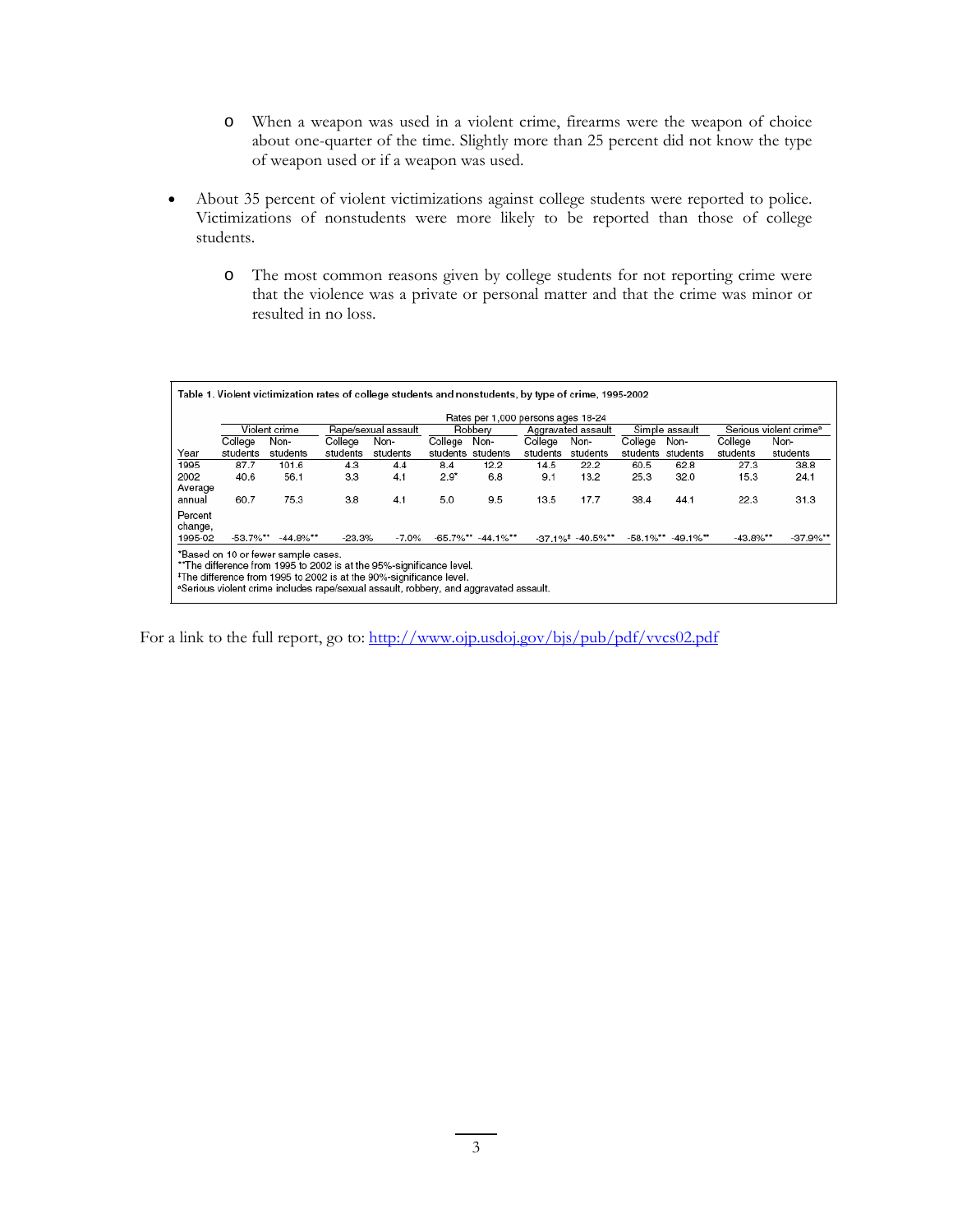- When a weapon was used in a violent crime, firearms were the weapon of choice about one-quarter of the time. Slightly more than 25 percent did not know the type of weapon used or if a weapon was used.

- About 35 percent of violent victimizations against college students were reported to police. Victimizations of nonstudents were more likely to be reported than those of college students.

  - The most common reasons given by college students for not reporting crime were that the violence was a private or personal matter and that the crime was minor or resulted in no loss.

**Table 1. Violent victimization rates of college students and nonstudents, by type of crime, 1995-2002**

| | Rates per 1,000 persons ages 18-24 | | | | | | | | | | | |
|---|---|---|---|---|---|---|---|---|---|---|---|---|
| | Violent crime | | Rape/sexual assault | | Robbery | | Aggravated assault | | Simple assault | | Serious violent crime[a] | |
| Year | College students | Non-students | College students | Non-students | College students | Non-students | College students | Non-students | College students | Non-students | College students | Non-students |
| 1995 | 87.7 | 101.6 | 4.3 | 4.4 | 8.4 | 12.2 | 14.5 | 22.2 | 60.5 | 62.8 | 27.3 | 38.8 |
| 2002 | 40.6 | 56.1 | 3.3 | 4.1 | 2.9* | 6.8 | 9.1 | 13.2 | 25.3 | 32.0 | 15.3 | 24.1 |
| Average annual | 60.7 | 75.3 | 3.8 | 4.1 | 5.0 | 9.5 | 13.5 | 17.7 | 38.4 | 44.1 | 22.3 | 31.3 |
| Percent change, 1995-02 | -53.7%** | -44.8%** | -23.3% | -7.0% | -65.7%** | -44.1%** | -37.1%‡ | -40.5%** | -58.1%** | -49.1%** | -43.8%** | -37.9%** |

*Based on 10 or fewer sample cases.
**The difference from 1995 to 2002 is at the 95%-significance level.
‡The difference from 1995 to 2002 is at the 90%-significance level.
[a]Serious violent crime includes rape/sexual assault, robbery, and aggravated assault.

For a link to the full report, go to: http://www.ojp.usdoj.gov/bjs/pub/pdf/vvcs02.pdf